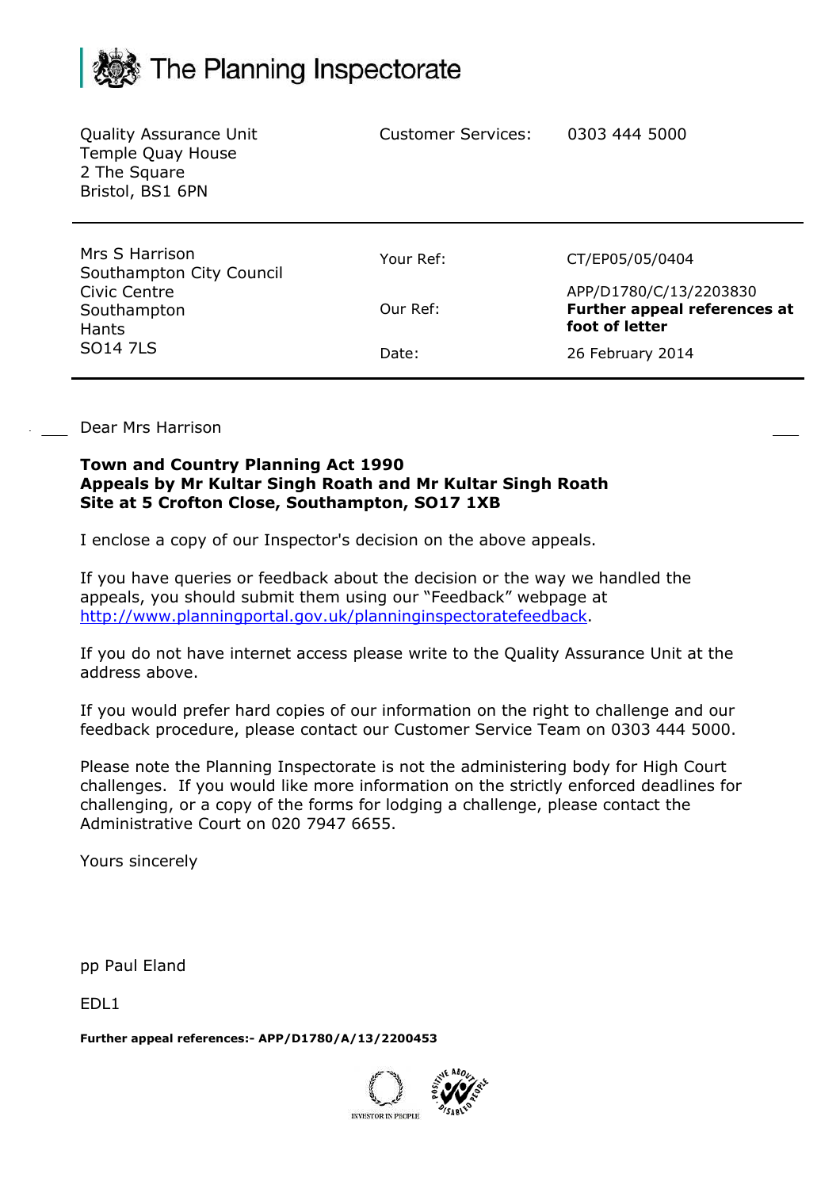# The Planning Inspectorate

Quality Assurance Unit
Temple Quay House
2 The Square
Bristol, BS1 6PN

Customer Services: 0303 444 5000

---

Mrs S Harrison
Southampton City Council
Civic Centre
Southampton
Hants
SO14 7LS

| | |
|---|---|
| Your Ref: | CT/EP05/05/0404 |
| Our Ref: | APP/D1780/C/13/2203830 **Further appeal references at foot of letter** |
| Date: | 26 February 2014 |

---

Dear Mrs Harrison

**Town and Country Planning Act 1990**
**Appeals by Mr Kultar Singh Roath and Mr Kultar Singh Roath**
**Site at 5 Crofton Close, Southampton, SO17 1XB**

I enclose a copy of our Inspector's decision on the above appeals.

If you have queries or feedback about the decision or the way we handled the appeals, you should submit them using our "Feedback" webpage at http://www.planningportal.gov.uk/planninginspectoratefeedback.

If you do not have internet access please write to the Quality Assurance Unit at the address above.

If you would prefer hard copies of our information on the right to challenge and our feedback procedure, please contact our Customer Service Team on 0303 444 5000.

Please note the Planning Inspectorate is not the administering body for High Court challenges. If you would like more information on the strictly enforced deadlines for challenging, or a copy of the forms for lodging a challenge, please contact the Administrative Court on 020 7947 6655.

Yours sincerely

pp Paul Eland

EDL1

**Further appeal references:- APP/D1780/A/13/2200453**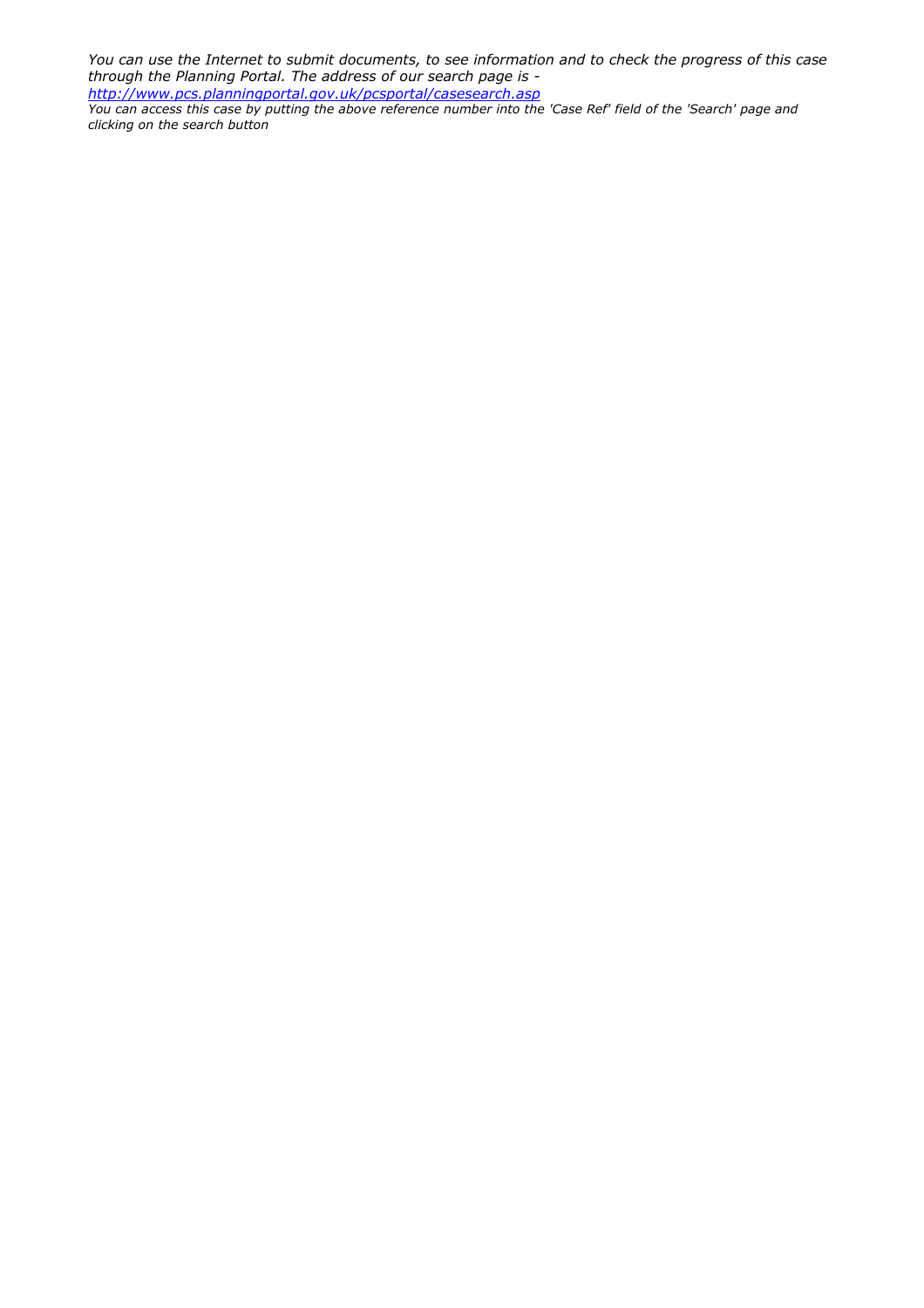*You can use the Internet to submit documents, to see information and to check the progress of this case through the Planning Portal. The address of our search page is -*
*[http://www.pcs.planningportal.gov.uk/pcsportal/casesearch.asp](http://www.pcs.planningportal.gov.uk/pcsportal/casesearch.asp)*
*You can access this case by putting the above reference number into the 'Case Ref' field of the 'Search' page and clicking on the search button*